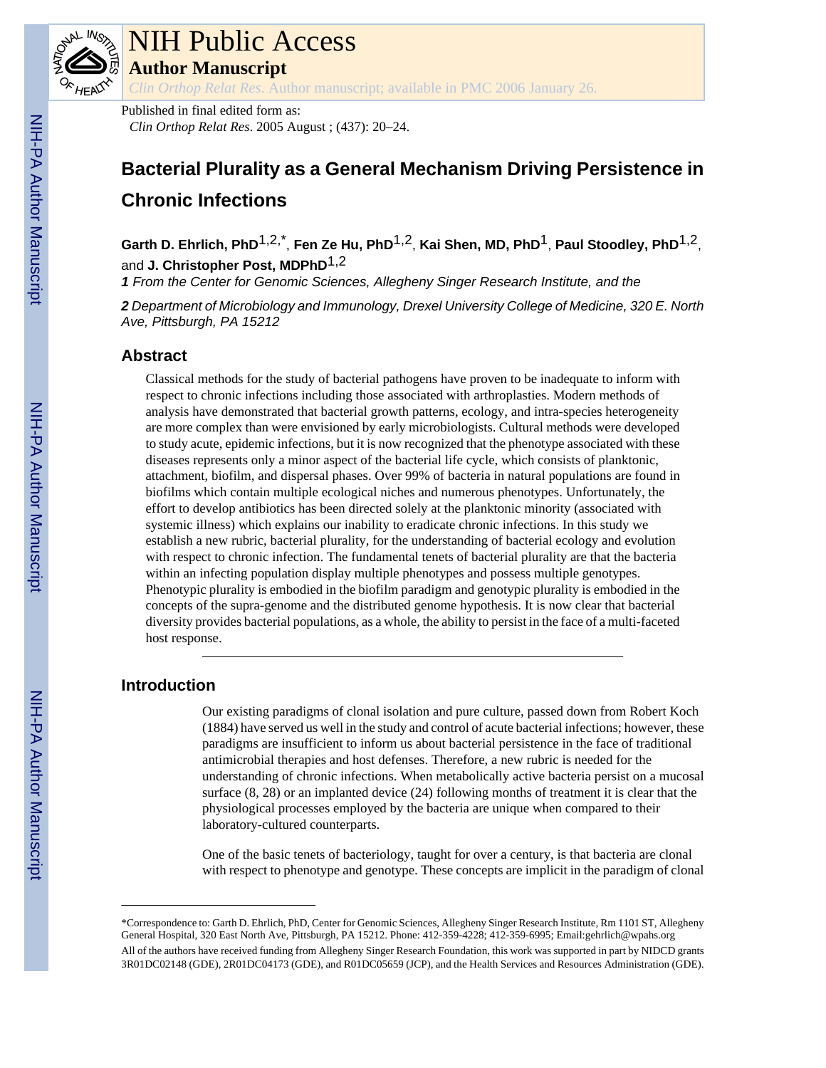# NIH Public Access

## Author Manuscript

*Clin Orthop Relat Res*. Author manuscript; available in PMC 2006 January 26.

Published in final edited form as:

*Clin Orthop Relat Res*. 2005 August ; (437): 20–24.

# Bacterial Plurality as a General Mechanism Driving Persistence in Chronic Infections

**Garth D. Ehrlich, PhD**[1,2,*], **Fen Ze Hu, PhD**[1,2], **Kai Shen, MD, PhD**[1], **Paul Stoodley, PhD**[1,2], and **J. Christopher Post, MDPhD**[1,2]

***1*** *From the Center for Genomic Sciences, Allegheny Singer Research Institute, and the*

***2*** *Department of Microbiology and Immunology, Drexel University College of Medicine, 320 E. North Ave, Pittsburgh, PA 15212*

## Abstract

Classical methods for the study of bacterial pathogens have proven to be inadequate to inform with respect to chronic infections including those associated with arthroplasties. Modern methods of analysis have demonstrated that bacterial growth patterns, ecology, and intra-species heterogeneity are more complex than were envisioned by early microbiologists. Cultural methods were developed to study acute, epidemic infections, but it is now recognized that the phenotype associated with these diseases represents only a minor aspect of the bacterial life cycle, which consists of planktonic, attachment, biofilm, and dispersal phases. Over 99% of bacteria in natural populations are found in biofilms which contain multiple ecological niches and numerous phenotypes. Unfortunately, the effort to develop antibiotics has been directed solely at the planktonic minority (associated with systemic illness) which explains our inability to eradicate chronic infections. In this study we establish a new rubric, bacterial plurality, for the understanding of bacterial ecology and evolution with respect to chronic infection. The fundamental tenets of bacterial plurality are that the bacteria within an infecting population display multiple phenotypes and possess multiple genotypes. Phenotypic plurality is embodied in the biofilm paradigm and genotypic plurality is embodied in the concepts of the supra-genome and the distributed genome hypothesis. It is now clear that bacterial diversity provides bacterial populations, as a whole, the ability to persist in the face of a multi-faceted host response.

## Introduction

Our existing paradigms of clonal isolation and pure culture, passed down from Robert Koch (1884) have served us well in the study and control of acute bacterial infections; however, these paradigms are insufficient to inform us about bacterial persistence in the face of traditional antimicrobial therapies and host defenses. Therefore, a new rubric is needed for the understanding of chronic infections. When metabolically active bacteria persist on a mucosal surface (8, 28) or an implanted device (24) following months of treatment it is clear that the physiological processes employed by the bacteria are unique when compared to their laboratory-cultured counterparts.

One of the basic tenets of bacteriology, taught for over a century, is that bacteria are clonal with respect to phenotype and genotype. These concepts are implicit in the paradigm of clonal

---

*Correspondence to: Garth D. Ehrlich, PhD, Center for Genomic Sciences, Allegheny Singer Research Institute, Rm 1101 ST, Allegheny General Hospital, 320 East North Ave, Pittsburgh, PA 15212. Phone: 412-359-4228; 412-359-6995; Email:gehrlich@wpahs.org

All of the authors have received funding from Allegheny Singer Research Foundation, this work was supported in part by NIDCD grants 3R01DC02148 (GDE), 2R01DC04173 (GDE), and R01DC05659 (JCP), and the Health Services and Resources Administration (GDE).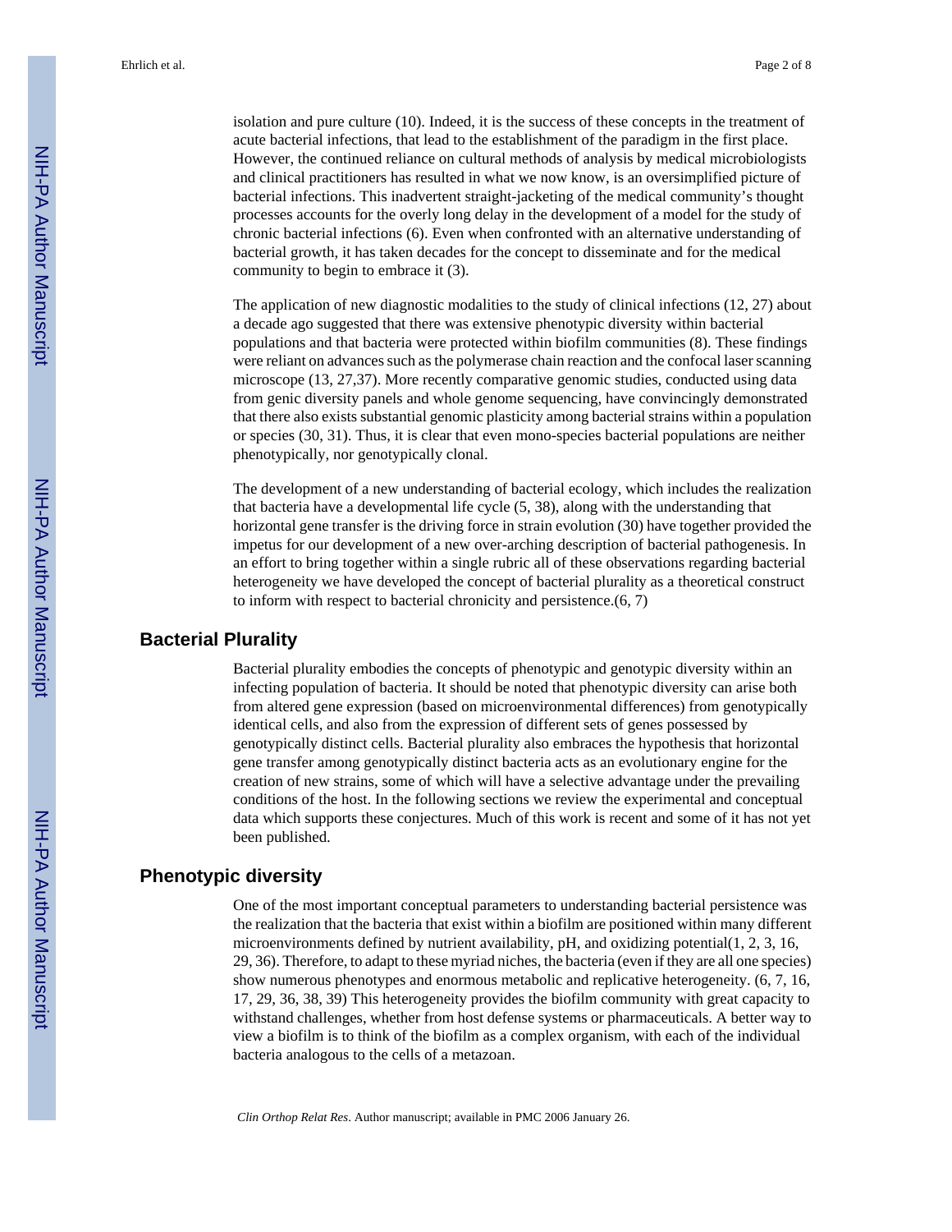isolation and pure culture (10). Indeed, it is the success of these concepts in the treatment of acute bacterial infections, that lead to the establishment of the paradigm in the first place. However, the continued reliance on cultural methods of analysis by medical microbiologists and clinical practitioners has resulted in what we now know, is an oversimplified picture of bacterial infections. This inadvertent straight-jacketing of the medical community's thought processes accounts for the overly long delay in the development of a model for the study of chronic bacterial infections (6). Even when confronted with an alternative understanding of bacterial growth, it has taken decades for the concept to disseminate and for the medical community to begin to embrace it (3).

The application of new diagnostic modalities to the study of clinical infections (12, 27) about a decade ago suggested that there was extensive phenotypic diversity within bacterial populations and that bacteria were protected within biofilm communities (8). These findings were reliant on advances such as the polymerase chain reaction and the confocal laser scanning microscope (13, 27,37). More recently comparative genomic studies, conducted using data from genic diversity panels and whole genome sequencing, have convincingly demonstrated that there also exists substantial genomic plasticity among bacterial strains within a population or species (30, 31). Thus, it is clear that even mono-species bacterial populations are neither phenotypically, nor genotypically clonal.

The development of a new understanding of bacterial ecology, which includes the realization that bacteria have a developmental life cycle (5, 38), along with the understanding that horizontal gene transfer is the driving force in strain evolution (30) have together provided the impetus for our development of a new over-arching description of bacterial pathogenesis. In an effort to bring together within a single rubric all of these observations regarding bacterial heterogeneity we have developed the concept of bacterial plurality as a theoretical construct to inform with respect to bacterial chronicity and persistence.(6, 7)

## Bacterial Plurality

Bacterial plurality embodies the concepts of phenotypic and genotypic diversity within an infecting population of bacteria. It should be noted that phenotypic diversity can arise both from altered gene expression (based on microenvironmental differences) from genotypically identical cells, and also from the expression of different sets of genes possessed by genotypically distinct cells. Bacterial plurality also embraces the hypothesis that horizontal gene transfer among genotypically distinct bacteria acts as an evolutionary engine for the creation of new strains, some of which will have a selective advantage under the prevailing conditions of the host. In the following sections we review the experimental and conceptual data which supports these conjectures. Much of this work is recent and some of it has not yet been published.

## Phenotypic diversity

One of the most important conceptual parameters to understanding bacterial persistence was the realization that the bacteria that exist within a biofilm are positioned within many different microenvironments defined by nutrient availability, pH, and oxidizing potential(1, 2, 3, 16, 29, 36). Therefore, to adapt to these myriad niches, the bacteria (even if they are all one species) show numerous phenotypes and enormous metabolic and replicative heterogeneity. (6, 7, 16, 17, 29, 36, 38, 39) This heterogeneity provides the biofilm community with great capacity to withstand challenges, whether from host defense systems or pharmaceuticals. A better way to view a biofilm is to think of the biofilm as a complex organism, with each of the individual bacteria analogous to the cells of a metazoan.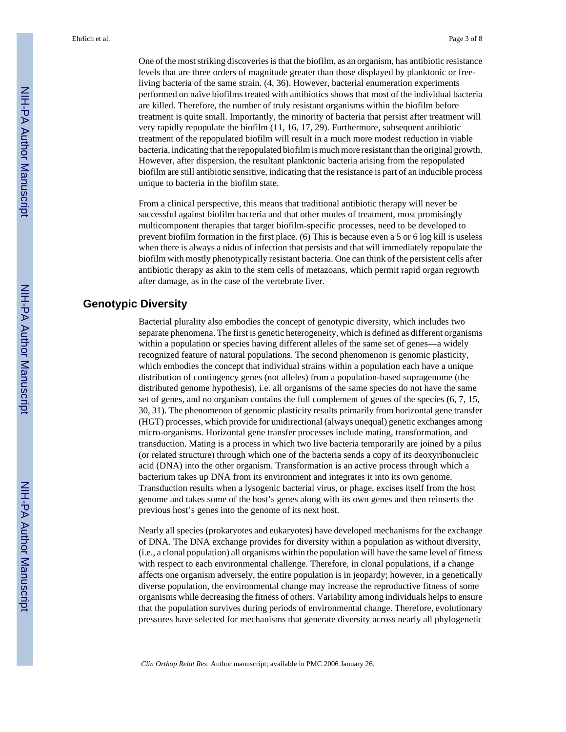One of the most striking discoveries is that the biofilm, as an organism, has antibiotic resistance levels that are three orders of magnitude greater than those displayed by planktonic or free-living bacteria of the same strain. (4, 36). However, bacterial enumeration experiments performed on naïve biofilms treated with antibiotics shows that most of the individual bacteria are killed. Therefore, the number of truly resistant organisms within the biofilm before treatment is quite small. Importantly, the minority of bacteria that persist after treatment will very rapidly repopulate the biofilm (11, 16, 17, 29). Furthermore, subsequent antibiotic treatment of the repopulated biofilm will result in a much more modest reduction in viable bacteria, indicating that the repopulated biofilm is much more resistant than the original growth. However, after dispersion, the resultant planktonic bacteria arising from the repopulated biofilm are still antibiotic sensitive, indicating that the resistance is part of an inducible process unique to bacteria in the biofilm state.

From a clinical perspective, this means that traditional antibiotic therapy will never be successful against biofilm bacteria and that other modes of treatment, most promisingly multicomponent therapies that target biofilm-specific processes, need to be developed to prevent biofilm formation in the first place. (6) This is because even a 5 or 6 log kill is useless when there is always a nidus of infection that persists and that will immediately repopulate the biofilm with mostly phenotypically resistant bacteria. One can think of the persistent cells after antibiotic therapy as akin to the stem cells of metazoans, which permit rapid organ regrowth after damage, as in the case of the vertebrate liver.

## Genotypic Diversity

Bacterial plurality also embodies the concept of genotypic diversity, which includes two separate phenomena. The first is genetic heterogeneity, which is defined as different organisms within a population or species having different alleles of the same set of genes—a widely recognized feature of natural populations. The second phenomenon is genomic plasticity, which embodies the concept that individual strains within a population each have a unique distribution of contingency genes (not alleles) from a population-based supragenome (the distributed genome hypothesis), i.e. all organisms of the same species do not have the same set of genes, and no organism contains the full complement of genes of the species (6, 7, 15, 30, 31). The phenomenon of genomic plasticity results primarily from horizontal gene transfer (HGT) processes, which provide for unidirectional (always unequal) genetic exchanges among micro-organisms. Horizontal gene transfer processes include mating, transformation, and transduction. Mating is a process in which two live bacteria temporarily are joined by a pilus (or related structure) through which one of the bacteria sends a copy of its deoxyribonucleic acid (DNA) into the other organism. Transformation is an active process through which a bacterium takes up DNA from its environment and integrates it into its own genome. Transduction results when a lysogenic bacterial virus, or phage, excises itself from the host genome and takes some of the host's genes along with its own genes and then reinserts the previous host's genes into the genome of its next host.

Nearly all species (prokaryotes and eukaryotes) have developed mechanisms for the exchange of DNA. The DNA exchange provides for diversity within a population as without diversity, (i.e., a clonal population) all organisms within the population will have the same level of fitness with respect to each environmental challenge. Therefore, in clonal populations, if a change affects one organism adversely, the entire population is in jeopardy; however, in a genetically diverse population, the environmental change may increase the reproductive fitness of some organisms while decreasing the fitness of others. Variability among individuals helps to ensure that the population survives during periods of environmental change. Therefore, evolutionary pressures have selected for mechanisms that generate diversity across nearly all phylogenetic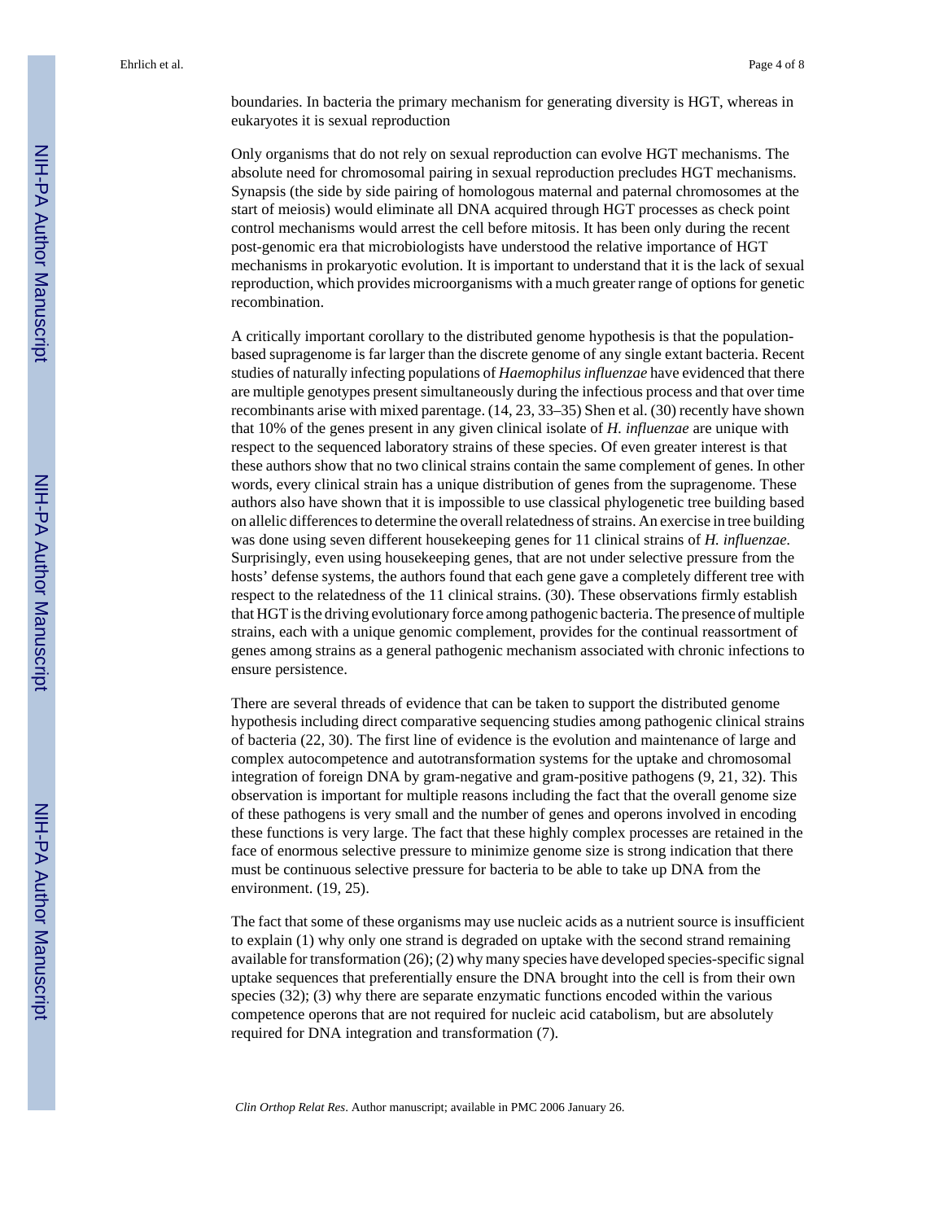boundaries. In bacteria the primary mechanism for generating diversity is HGT, whereas in eukaryotes it is sexual reproduction

Only organisms that do not rely on sexual reproduction can evolve HGT mechanisms. The absolute need for chromosomal pairing in sexual reproduction precludes HGT mechanisms. Synapsis (the side by side pairing of homologous maternal and paternal chromosomes at the start of meiosis) would eliminate all DNA acquired through HGT processes as check point control mechanisms would arrest the cell before mitosis. It has been only during the recent post-genomic era that microbiologists have understood the relative importance of HGT mechanisms in prokaryotic evolution. It is important to understand that it is the lack of sexual reproduction, which provides microorganisms with a much greater range of options for genetic recombination.

A critically important corollary to the distributed genome hypothesis is that the population-based supragenome is far larger than the discrete genome of any single extant bacteria. Recent studies of naturally infecting populations of *Haemophilus influenzae* have evidenced that there are multiple genotypes present simultaneously during the infectious process and that over time recombinants arise with mixed parentage. (14, 23, 33–35) Shen et al. (30) recently have shown that 10% of the genes present in any given clinical isolate of *H. influenzae* are unique with respect to the sequenced laboratory strains of these species. Of even greater interest is that these authors show that no two clinical strains contain the same complement of genes. In other words, every clinical strain has a unique distribution of genes from the supragenome. These authors also have shown that it is impossible to use classical phylogenetic tree building based on allelic differences to determine the overall relatedness of strains. An exercise in tree building was done using seven different housekeeping genes for 11 clinical strains of *H. influenzae.* Surprisingly, even using housekeeping genes, that are not under selective pressure from the hosts' defense systems, the authors found that each gene gave a completely different tree with respect to the relatedness of the 11 clinical strains. (30). These observations firmly establish that HGT is the driving evolutionary force among pathogenic bacteria. The presence of multiple strains, each with a unique genomic complement, provides for the continual reassortment of genes among strains as a general pathogenic mechanism associated with chronic infections to ensure persistence.

There are several threads of evidence that can be taken to support the distributed genome hypothesis including direct comparative sequencing studies among pathogenic clinical strains of bacteria (22, 30). The first line of evidence is the evolution and maintenance of large and complex autocompetence and autotransformation systems for the uptake and chromosomal integration of foreign DNA by gram-negative and gram-positive pathogens (9, 21, 32). This observation is important for multiple reasons including the fact that the overall genome size of these pathogens is very small and the number of genes and operons involved in encoding these functions is very large. The fact that these highly complex processes are retained in the face of enormous selective pressure to minimize genome size is strong indication that there must be continuous selective pressure for bacteria to be able to take up DNA from the environment. (19, 25).

The fact that some of these organisms may use nucleic acids as a nutrient source is insufficient to explain (1) why only one strand is degraded on uptake with the second strand remaining available for transformation (26); (2) why many species have developed species-specific signal uptake sequences that preferentially ensure the DNA brought into the cell is from their own species (32); (3) why there are separate enzymatic functions encoded within the various competence operons that are not required for nucleic acid catabolism, but are absolutely required for DNA integration and transformation (7).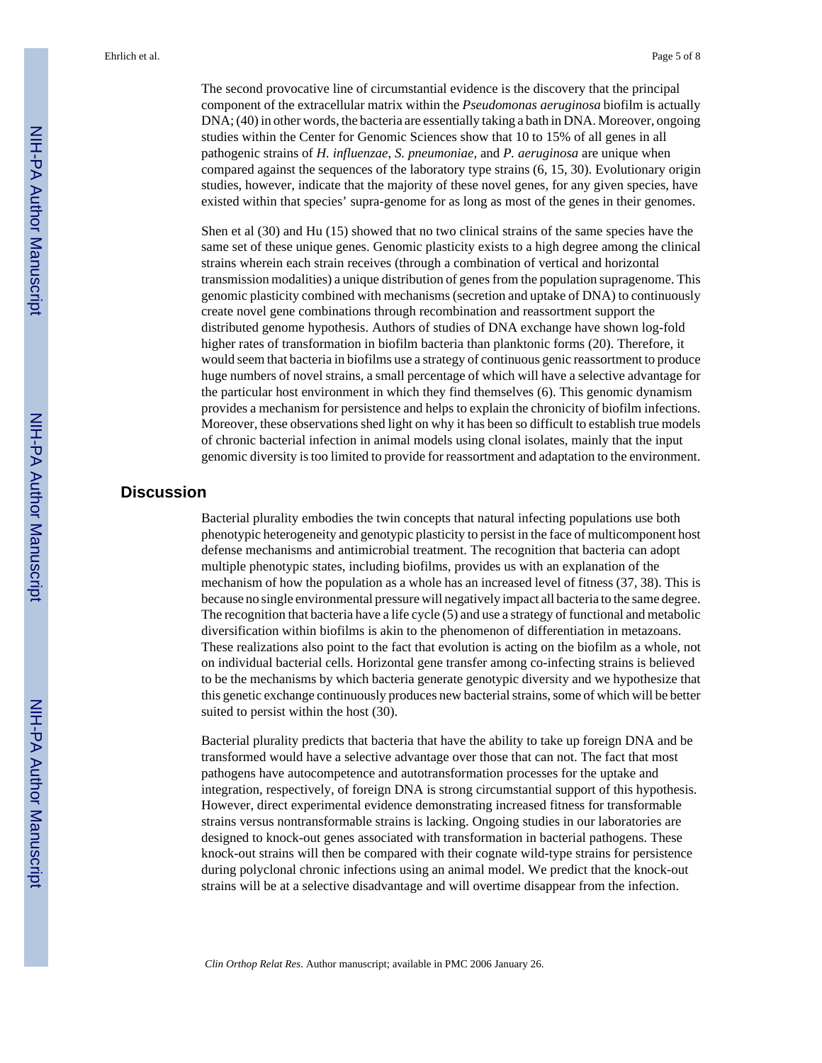The second provocative line of circumstantial evidence is the discovery that the principal component of the extracellular matrix within the *Pseudomonas aeruginosa* biofilm is actually DNA; (40) in other words, the bacteria are essentially taking a bath in DNA. Moreover, ongoing studies within the Center for Genomic Sciences show that 10 to 15% of all genes in all pathogenic strains of *H. influenzae*, *S. pneumoniae,* and *P. aeruginosa* are unique when compared against the sequences of the laboratory type strains (6, 15, 30). Evolutionary origin studies, however, indicate that the majority of these novel genes, for any given species, have existed within that species' supra-genome for as long as most of the genes in their genomes.

Shen et al (30) and Hu (15) showed that no two clinical strains of the same species have the same set of these unique genes. Genomic plasticity exists to a high degree among the clinical strains wherein each strain receives (through a combination of vertical and horizontal transmission modalities) a unique distribution of genes from the population supragenome. This genomic plasticity combined with mechanisms (secretion and uptake of DNA) to continuously create novel gene combinations through recombination and reassortment support the distributed genome hypothesis. Authors of studies of DNA exchange have shown log-fold higher rates of transformation in biofilm bacteria than planktonic forms (20). Therefore, it would seem that bacteria in biofilms use a strategy of continuous genic reassortment to produce huge numbers of novel strains, a small percentage of which will have a selective advantage for the particular host environment in which they find themselves (6). This genomic dynamism provides a mechanism for persistence and helps to explain the chronicity of biofilm infections. Moreover, these observations shed light on why it has been so difficult to establish true models of chronic bacterial infection in animal models using clonal isolates, mainly that the input genomic diversity is too limited to provide for reassortment and adaptation to the environment.

## Discussion

Bacterial plurality embodies the twin concepts that natural infecting populations use both phenotypic heterogeneity and genotypic plasticity to persist in the face of multicomponent host defense mechanisms and antimicrobial treatment. The recognition that bacteria can adopt multiple phenotypic states, including biofilms, provides us with an explanation of the mechanism of how the population as a whole has an increased level of fitness (37, 38). This is because no single environmental pressure will negatively impact all bacteria to the same degree. The recognition that bacteria have a life cycle (5) and use a strategy of functional and metabolic diversification within biofilms is akin to the phenomenon of differentiation in metazoans. These realizations also point to the fact that evolution is acting on the biofilm as a whole, not on individual bacterial cells. Horizontal gene transfer among co-infecting strains is believed to be the mechanisms by which bacteria generate genotypic diversity and we hypothesize that this genetic exchange continuously produces new bacterial strains, some of which will be better suited to persist within the host (30).

Bacterial plurality predicts that bacteria that have the ability to take up foreign DNA and be transformed would have a selective advantage over those that can not. The fact that most pathogens have autocompetence and autotransformation processes for the uptake and integration, respectively, of foreign DNA is strong circumstantial support of this hypothesis. However, direct experimental evidence demonstrating increased fitness for transformable strains versus nontransformable strains is lacking. Ongoing studies in our laboratories are designed to knock-out genes associated with transformation in bacterial pathogens. These knock-out strains will then be compared with their cognate wild-type strains for persistence during polyclonal chronic infections using an animal model. We predict that the knock-out strains will be at a selective disadvantage and will overtime disappear from the infection.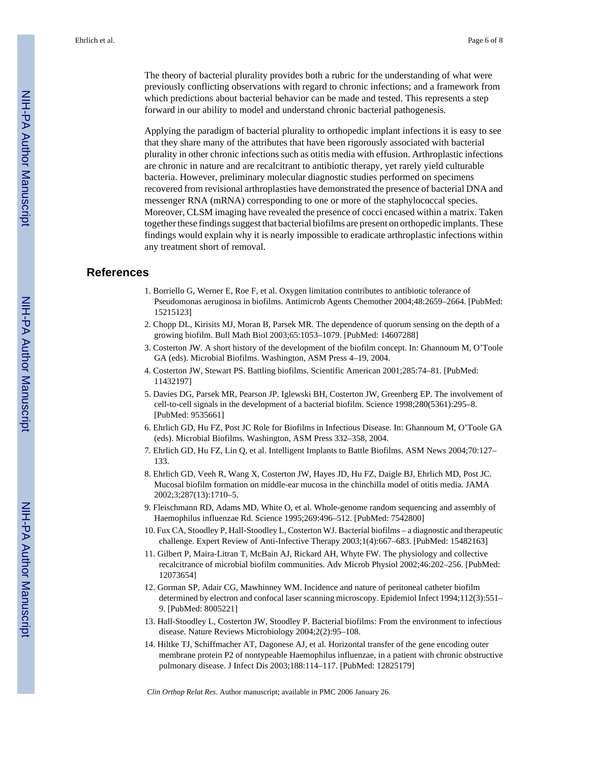The theory of bacterial plurality provides both a rubric for the understanding of what were previously conflicting observations with regard to chronic infections; and a framework from which predictions about bacterial behavior can be made and tested. This represents a step forward in our ability to model and understand chronic bacterial pathogenesis.

Applying the paradigm of bacterial plurality to orthopedic implant infections it is easy to see that they share many of the attributes that have been rigorously associated with bacterial plurality in other chronic infections such as otitis media with effusion. Arthroplastic infections are chronic in nature and are recalcitrant to antibiotic therapy, yet rarely yield culturable bacteria. However, preliminary molecular diagnostic studies performed on specimens recovered from revisional arthroplasties have demonstrated the presence of bacterial DNA and messenger RNA (mRNA) corresponding to one or more of the staphylococcal species. Moreover, CLSM imaging have revealed the presence of cocci encased within a matrix. Taken together these findings suggest that bacterial biofilms are present on orthopedic implants. These findings would explain why it is nearly impossible to eradicate arthroplastic infections within any treatment short of removal.

## References

1. Borriello G, Werner E, Roe F, et al. Oxygen limitation contributes to antibiotic tolerance of Pseudomonas aeruginosa in biofilms. Antimicrob Agents Chemother 2004;48:2659–2664. [PubMed: 15215123]
2. Chopp DL, Kirisits MJ, Moran B, Parsek MR. The dependence of quorum sensing on the depth of a growing biofilm. Bull Math Biol 2003;65:1053–1079. [PubMed: 14607288]
3. Costerton JW. A short history of the development of the biofilm concept. In: Ghannoum M, O'Toole GA (eds). Microbial Biofilms. Washington, ASM Press 4–19, 2004.
4. Costerton JW, Stewart PS. Battling biofilms. Scientific American 2001;285:74–81. [PubMed: 11432197]
5. Davies DG, Parsek MR, Pearson JP, Iglewski BH, Costerton JW, Greenberg EP. The involvement of cell-to-cell signals in the development of a bacterial biofilm. Science 1998;280(5361):295–8. [PubMed: 9535661]
6. Ehrlich GD, Hu FZ, Post JC Role for Biofilms in Infectious Disease. In: Ghannoum M, O'Toole GA (eds). Microbial Biofilms. Washington, ASM Press 332–358, 2004.
7. Ehrlich GD, Hu FZ, Lin Q, et al. Intelligent Implants to Battle Biofilms. ASM News 2004;70:127–133.
8. Ehrlich GD, Veeh R, Wang X, Costerton JW, Hayes JD, Hu FZ, Daigle BJ, Ehrlich MD, Post JC. Mucosal biofilm formation on middle-ear mucosa in the chinchilla model of otitis media. JAMA 2002;3;287(13):1710–5.
9. Fleischmann RD, Adams MD, White O, et al. Whole-genome random sequencing and assembly of Haemophilus influenzae Rd. Science 1995;269:496–512. [PubMed: 7542800]
10. Fux CA, Stoodley P, Hall-Stoodley L, Costerton WJ. Bacterial biofilms – a diagnostic and therapeutic challenge. Expert Review of Anti-Infective Therapy 2003;1(4):667–683. [PubMed: 15482163]
11. Gilbert P, Maira-Litran T, McBain AJ, Rickard AH, Whyte FW. The physiology and collective recalcitrance of microbial biofilm communities. Adv Microb Physiol 2002;46:202–256. [PubMed: 12073654]
12. Gorman SP, Adair CG, Mawhinney WM. Incidence and nature of peritoneal catheter biofilm determined by electron and confocal laser scanning microscopy. Epidemiol Infect 1994;112(3):551–9. [PubMed: 8005221]
13. Hall-Stoodley L, Costerton JW, Stoodley P. Bacterial biofilms: From the environment to infectious disease. Nature Reviews Microbiology 2004;2(2):95–108.
14. Hiltke TJ, Schiffmacher AT, Dagonese AJ, et al. Horizontal transfer of the gene encoding outer membrane protein P2 of nontypeable Haemophilus influenzae, in a patient with chronic obstructive pulmonary disease. J Infect Dis 2003;188:114–117. [PubMed: 12825179]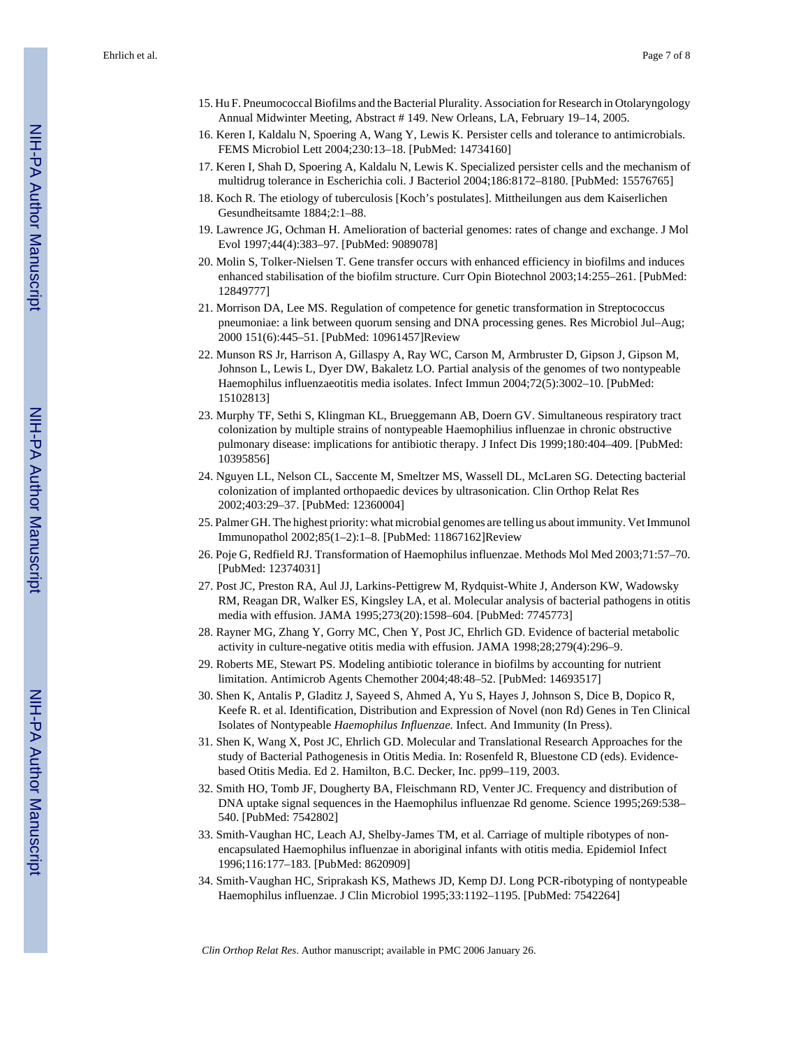15. Hu F. Pneumococcal Biofilms and the Bacterial Plurality. Association for Research in Otolaryngology Annual Midwinter Meeting, Abstract # 149. New Orleans, LA, February 19–14, 2005.
16. Keren I, Kaldalu N, Spoering A, Wang Y, Lewis K. Persister cells and tolerance to antimicrobials. FEMS Microbiol Lett 2004;230:13–18. [PubMed: 14734160]
17. Keren I, Shah D, Spoering A, Kaldalu N, Lewis K. Specialized persister cells and the mechanism of multidrug tolerance in Escherichia coli. J Bacteriol 2004;186:8172–8180. [PubMed: 15576765]
18. Koch R. The etiology of tuberculosis [Koch's postulates]. Mittheilungen aus dem Kaiserlichen Gesundheitsamte 1884;2:1–88.
19. Lawrence JG, Ochman H. Amelioration of bacterial genomes: rates of change and exchange. J Mol Evol 1997;44(4):383–97. [PubMed: 9089078]
20. Molin S, Tolker-Nielsen T. Gene transfer occurs with enhanced efficiency in biofilms and induces enhanced stabilisation of the biofilm structure. Curr Opin Biotechnol 2003;14:255–261. [PubMed: 12849777]
21. Morrison DA, Lee MS. Regulation of competence for genetic transformation in Streptococcus pneumoniae: a link between quorum sensing and DNA processing genes. Res Microbiol Jul–Aug; 2000 151(6):445–51. [PubMed: 10961457]Review
22. Munson RS Jr, Harrison A, Gillaspy A, Ray WC, Carson M, Armbruster D, Gipson J, Gipson M, Johnson L, Lewis L, Dyer DW, Bakaletz LO. Partial analysis of the genomes of two nontypeable Haemophilus influenzaeotitis media isolates. Infect Immun 2004;72(5):3002–10. [PubMed: 15102813]
23. Murphy TF, Sethi S, Klingman KL, Brueggemann AB, Doern GV. Simultaneous respiratory tract colonization by multiple strains of nontypeable Haemophilius influenzae in chronic obstructive pulmonary disease: implications for antibiotic therapy. J Infect Dis 1999;180:404–409. [PubMed: 10395856]
24. Nguyen LL, Nelson CL, Saccente M, Smeltzer MS, Wassell DL, McLaren SG. Detecting bacterial colonization of implanted orthopaedic devices by ultrasonication. Clin Orthop Relat Res 2002;403:29–37. [PubMed: 12360004]
25. Palmer GH. The highest priority: what microbial genomes are telling us about immunity. Vet Immunol Immunopathol 2002;85(1–2):1–8. [PubMed: 11867162]Review
26. Poje G, Redfield RJ. Transformation of Haemophilus influenzae. Methods Mol Med 2003;71:57–70. [PubMed: 12374031]
27. Post JC, Preston RA, Aul JJ, Larkins-Pettigrew M, Rydquist-White J, Anderson KW, Wadowsky RM, Reagan DR, Walker ES, Kingsley LA, et al. Molecular analysis of bacterial pathogens in otitis media with effusion. JAMA 1995;273(20):1598–604. [PubMed: 7745773]
28. Rayner MG, Zhang Y, Gorry MC, Chen Y, Post JC, Ehrlich GD. Evidence of bacterial metabolic activity in culture-negative otitis media with effusion. JAMA 1998;28;279(4):296–9.
29. Roberts ME, Stewart PS. Modeling antibiotic tolerance in biofilms by accounting for nutrient limitation. Antimicrob Agents Chemother 2004;48:48–52. [PubMed: 14693517]
30. Shen K, Antalis P, Gladitz J, Sayeed S, Ahmed A, Yu S, Hayes J, Johnson S, Dice B, Dopico R, Keefe R. et al. Identification, Distribution and Expression of Novel (non Rd) Genes in Ten Clinical Isolates of Nontypeable *Haemophilus Influenzae.* Infect. And Immunity (In Press).
31. Shen K, Wang X, Post JC, Ehrlich GD. Molecular and Translational Research Approaches for the study of Bacterial Pathogenesis in Otitis Media. In: Rosenfeld R, Bluestone CD (eds). Evidence-based Otitis Media. Ed 2. Hamilton, B.C. Decker, Inc. pp99–119, 2003.
32. Smith HO, Tomb JF, Dougherty BA, Fleischmann RD, Venter JC. Frequency and distribution of DNA uptake signal sequences in the Haemophilus influenzae Rd genome. Science 1995;269:538–540. [PubMed: 7542802]
33. Smith-Vaughan HC, Leach AJ, Shelby-James TM, et al. Carriage of multiple ribotypes of non-encapsulated Haemophilus influenzae in aboriginal infants with otitis media. Epidemiol Infect 1996;116:177–183. [PubMed: 8620909]
34. Smith-Vaughan HC, Sriprakash KS, Mathews JD, Kemp DJ. Long PCR-ribotyping of nontypeable Haemophilus influenzae. J Clin Microbiol 1995;33:1192–1195. [PubMed: 7542264]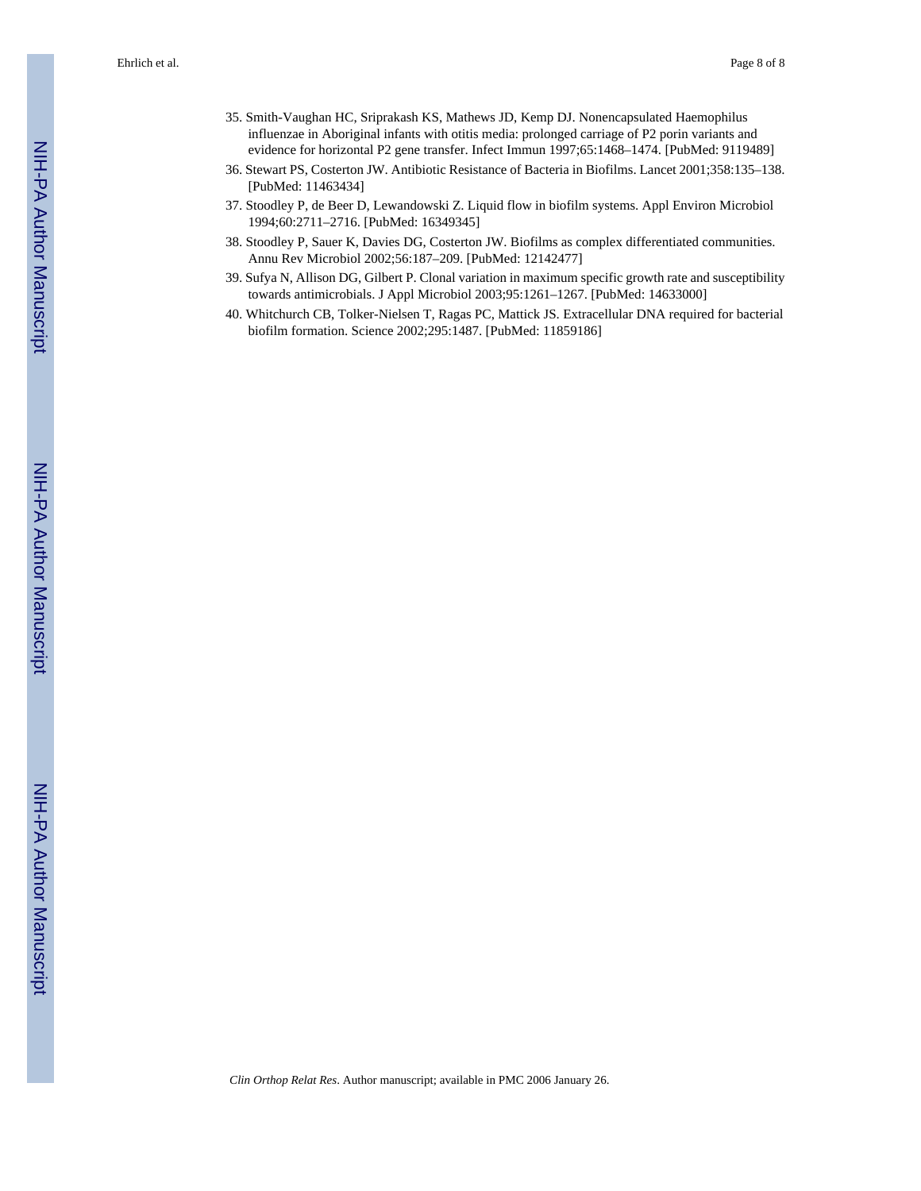35. Smith-Vaughan HC, Sriprakash KS, Mathews JD, Kemp DJ. Nonencapsulated Haemophilus influenzae in Aboriginal infants with otitis media: prolonged carriage of P2 porin variants and evidence for horizontal P2 gene transfer. Infect Immun 1997;65:1468–1474. [PubMed: 9119489]
36. Stewart PS, Costerton JW. Antibiotic Resistance of Bacteria in Biofilms. Lancet 2001;358:135–138. [PubMed: 11463434]
37. Stoodley P, de Beer D, Lewandowski Z. Liquid flow in biofilm systems. Appl Environ Microbiol 1994;60:2711–2716. [PubMed: 16349345]
38. Stoodley P, Sauer K, Davies DG, Costerton JW. Biofilms as complex differentiated communities. Annu Rev Microbiol 2002;56:187–209. [PubMed: 12142477]
39. Sufya N, Allison DG, Gilbert P. Clonal variation in maximum specific growth rate and susceptibility towards antimicrobials. J Appl Microbiol 2003;95:1261–1267. [PubMed: 14633000]
40. Whitchurch CB, Tolker-Nielsen T, Ragas PC, Mattick JS. Extracellular DNA required for bacterial biofilm formation. Science 2002;295:1487. [PubMed: 11859186]